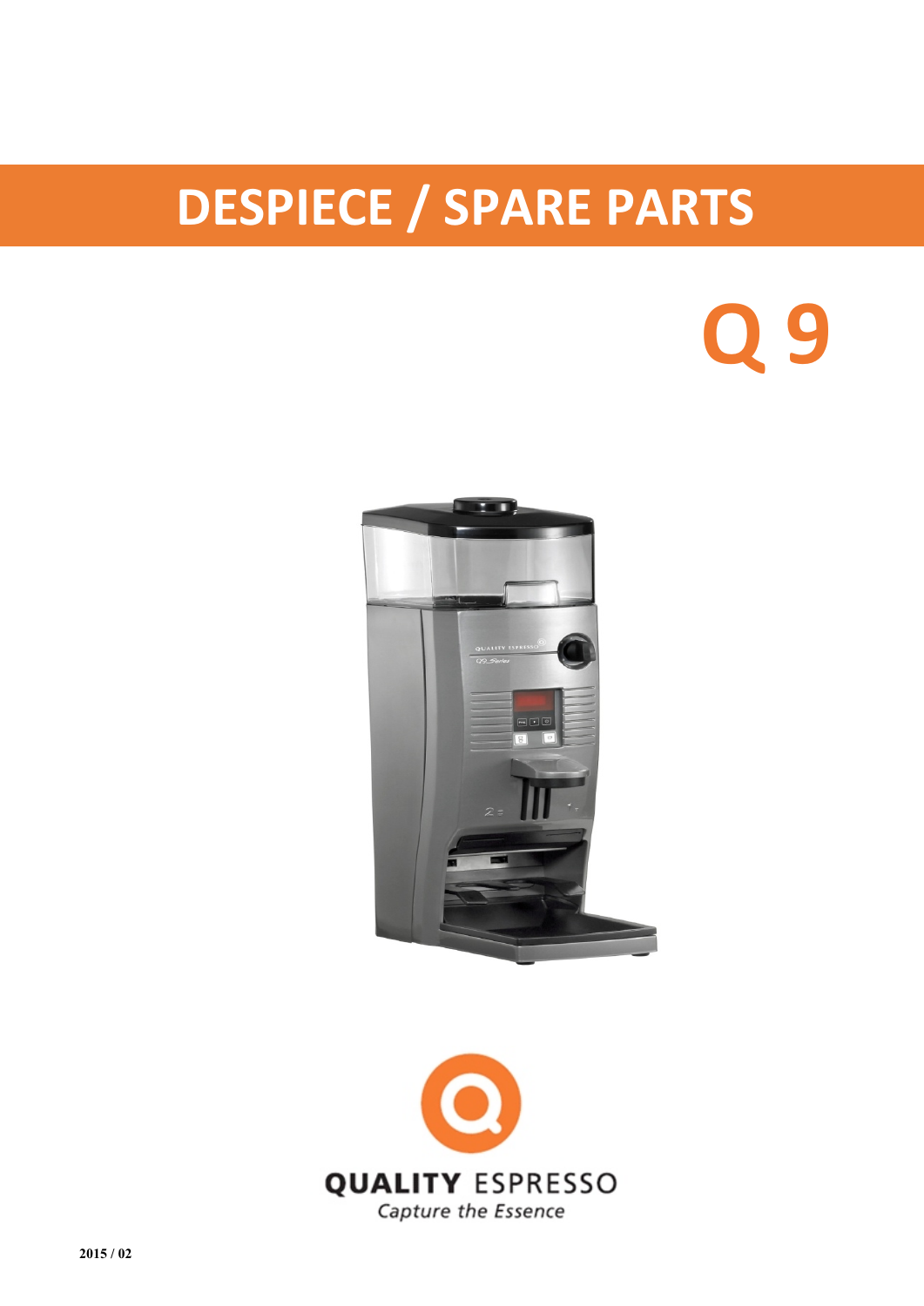# DESPIECE / SPARE PARTS

# Q 9

QUALITY ESPRESSO

*Capture the Essence*

2015 / 02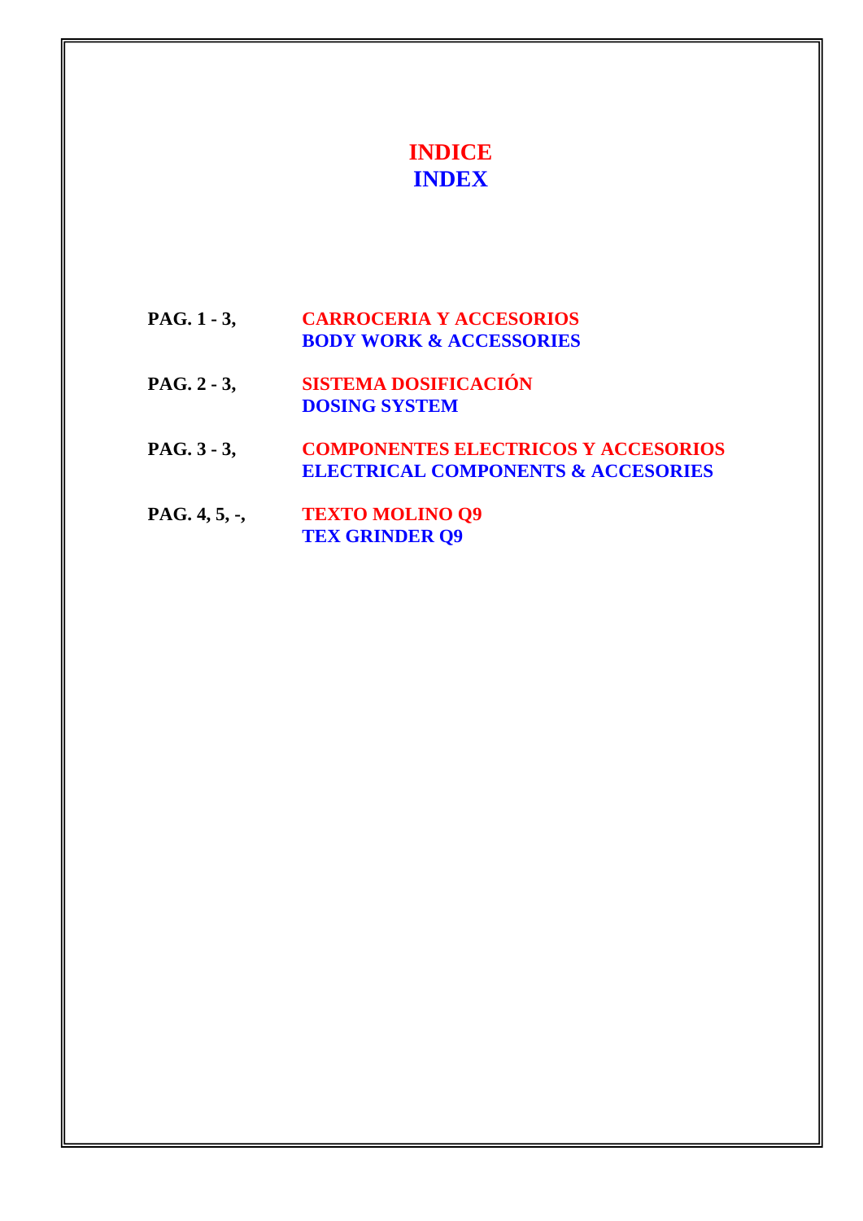# INDICE
# INDEX

| | |
|---|---|
| **PAG. 1 - 3,** | **CARROCERIA Y ACCESORIOS**<br>**BODY WORK & ACCESSORIES** |
| **PAG. 2 - 3,** | **SISTEMA DOSIFICACIÓN**<br>**DOSING SYSTEM** |
| **PAG. 3 - 3,** | **COMPONENTES ELECTRICOS Y ACCESORIOS**<br>**ELECTRICAL COMPONENTS & ACCESORIES** |
| **PAG. 4, 5, -,** | **TEXTO MOLINO Q9**<br>**TEX GRINDER Q9** |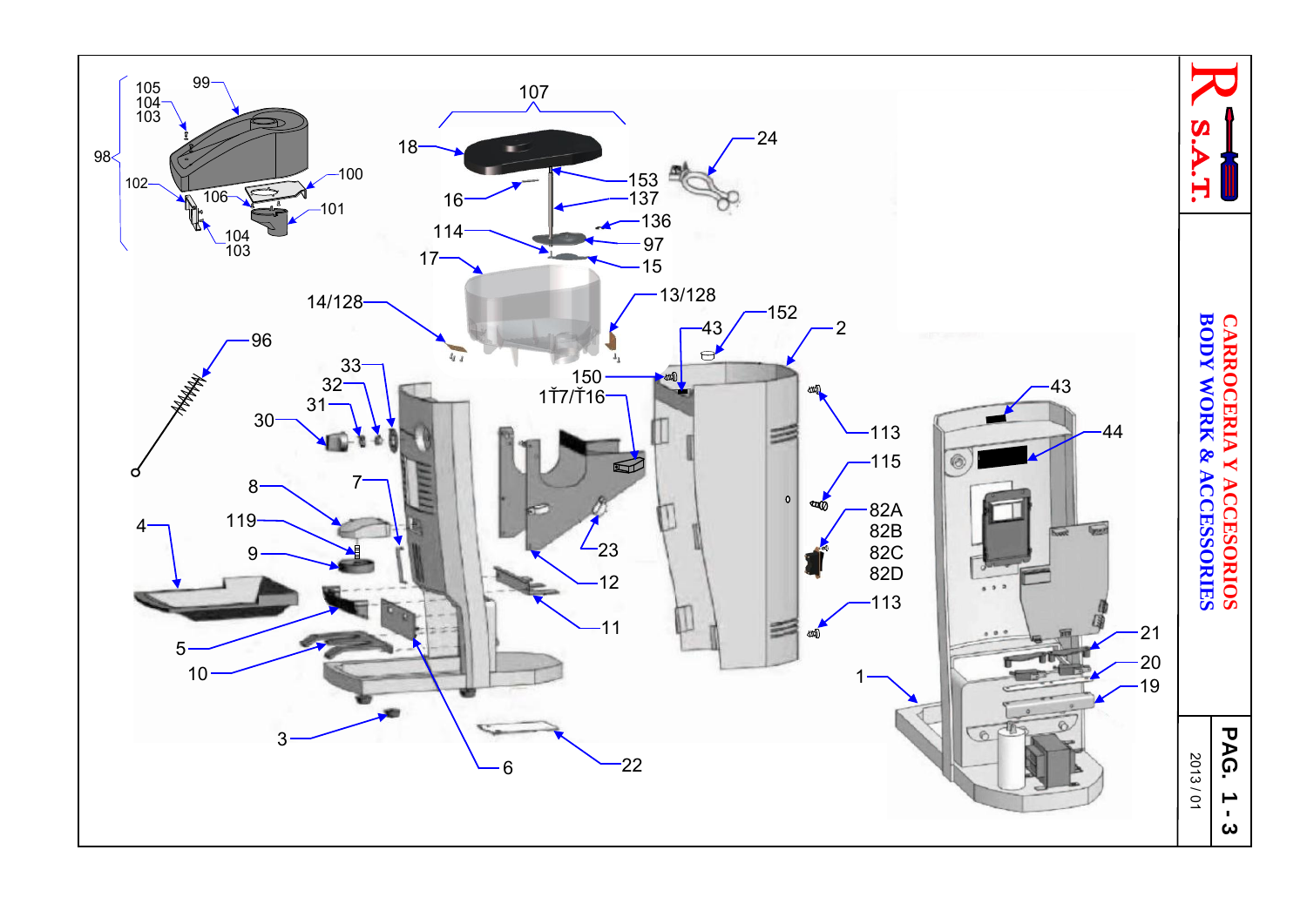# CARROCERIA Y ACCESORIOS

## BODY WORK & ACCESSORIES

R S.A.T.

PAG. 1 - 3

2013 / 01

98, 99, 100, 101, 102, 103, 104, 105, 106, 107, 18, 16, 153, 137, 136, 114, 97, 17, 15, 24, 14/128, 13/128, 43, 152, 2, 96, 33, 32, 31, 30, 150, 1Ť7/Ť16, 113, 115, 82A, 82B, 82C, 82D, 113, 43, 44, 8, 7, 119, 9, 4, 5, 10, 3, 6, 22, 23, 12, 11, 1, 21, 20, 19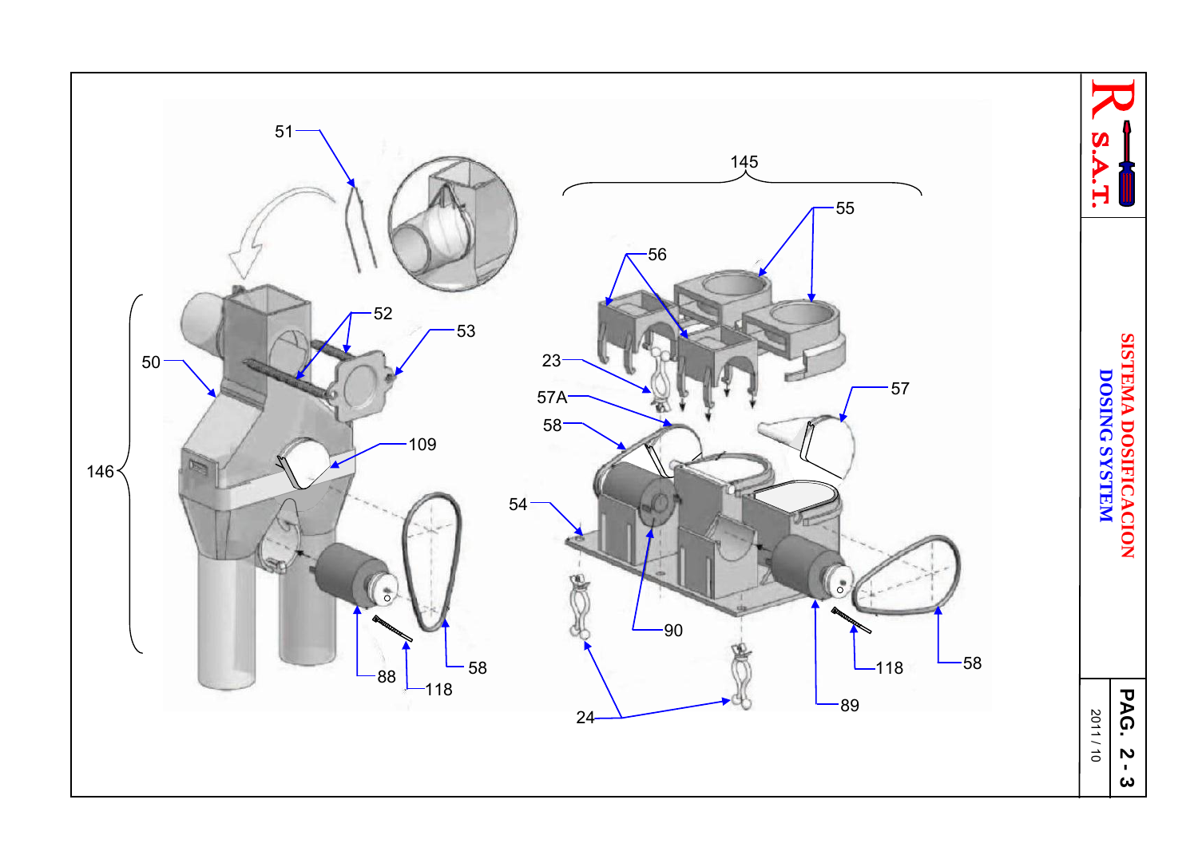SISTEMA DOSIFICACION

DOSING SYSTEM

146

50

51

52

53

109

88

118

58

145

55

56

23

57A

58

57

54

90

24

89

118

58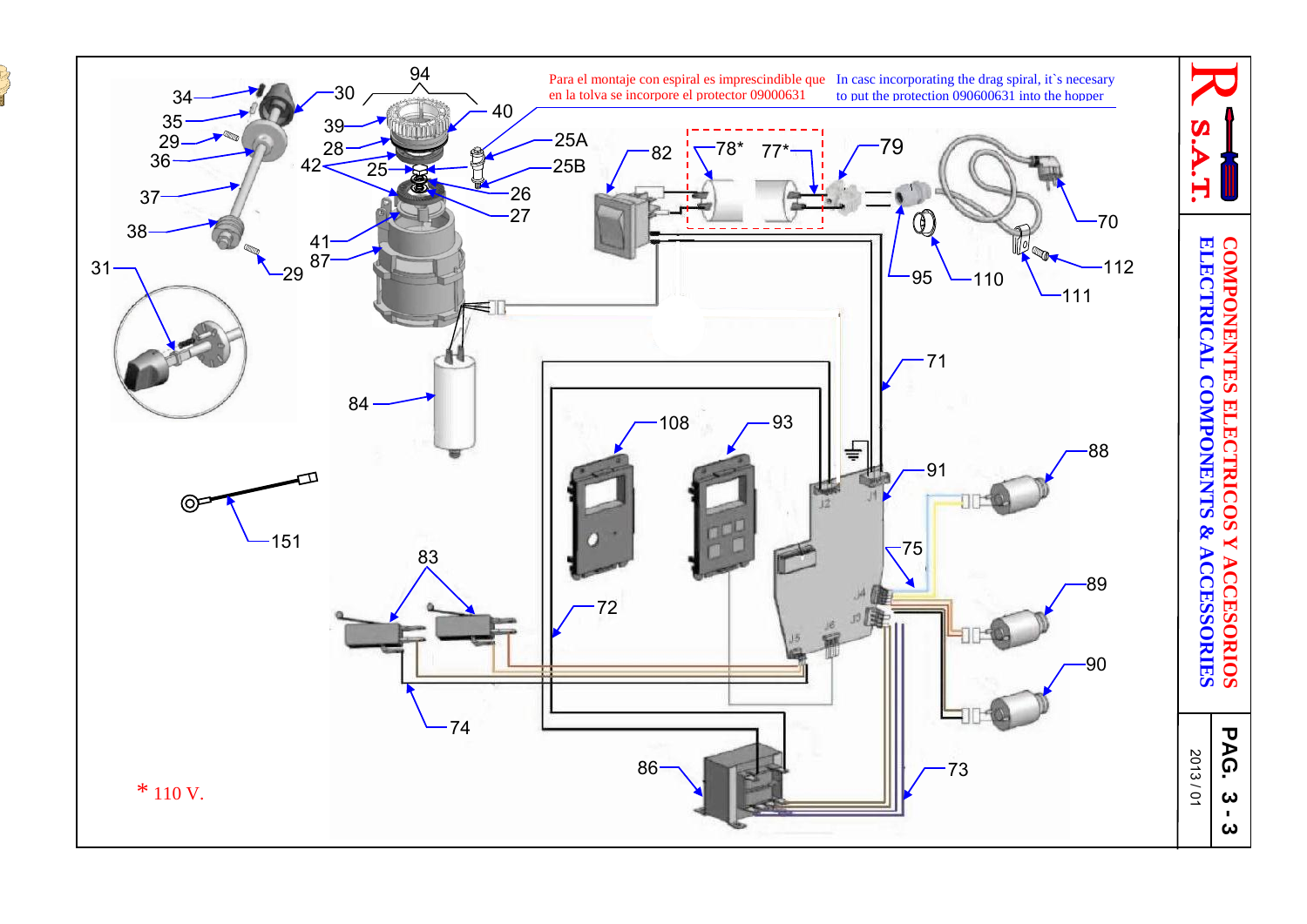Para el montaje con espiral es imprescindible que en la tolva se incorpore el protector 09000631

In casc incorporating the drag spiral, it`s necesary to put the protection 090600631 into the hopper

34 35 29 36 37 38 31 30 94 39 28 42 25 41 87 29 40 25A 25B 26 27 82 78* 77* 79 70 95 110 112 111 84 71 108 93 91 88 151 83 72 75 89 74 86 73 90

\* 110 V.

## COMPONENTES ELECTRICOS Y ACCESORIOS
## ELECTRICAL COMPONENTS & ACCESSORIES

R S.A.T.

PAG. 3 - 3

2013 / 01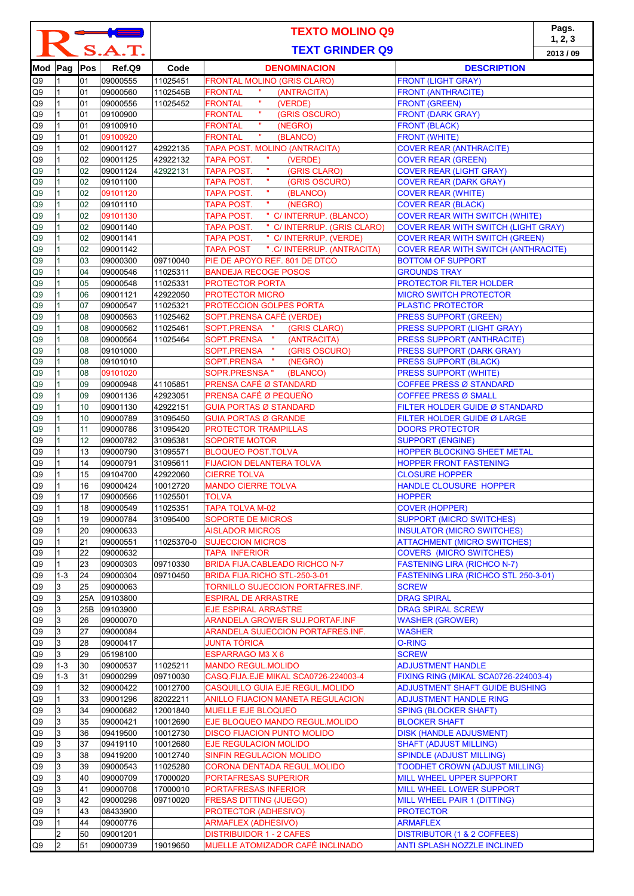# TEXTO MOLINO Q9

## TEXT GRINDER Q9

Pags. 1, 2, 3

2013 / 09

| Mod | Pag | Pos | Ref.Q9 | Code | DENOMINACION | DESCRIPTION |
|---|---|---|---|---|---|---|
| Q9 | 1 | 01 | 09000555 | 11025451 | FRONTAL MOLINO (GRIS CLARO) | FRONT (LIGHT GRAY) |
| Q9 | 1 | 01 | 09000560 | 1102545B | FRONTAL " (ANTRACITA) | FRONT (ANTHRACITE) |
| Q9 | 1 | 01 | 09000556 | 11025452 | FRONTAL " (VERDE) | FRONT (GREEN) |
| Q9 | 1 | 01 | 09100900 | | FRONTAL " (GRIS OSCURO) | FRONT (DARK GRAY) |
| Q9 | 1 | 01 | 09100910 | | FRONTAL " (NEGRO) | FRONT (BLACK) |
| Q9 | 1 | 01 | 09100920 | | FRONTAL " (BLANCO) | FRONT (WHITE) |
| Q9 | 1 | 02 | 09001127 | 42922135 | TAPA POST. MOLINO (ANTRACITA) | COVER REAR (ANTHRACITE) |
| Q9 | 1 | 02 | 09001125 | 42922132 | TAPA POST. " (VERDE) | COVER REAR (GREEN) |
| Q9 | 1 | 02 | 09001124 | 42922131 | TAPA POST. " (GRIS CLARO) | COVER REAR (LIGHT GRAY) |
| Q9 | 1 | 02 | 09101100 | | TAPA POST. " (GRIS OSCURO) | COVER REAR (DARK GRAY) |
| Q9 | 1 | 02 | 09101120 | | TAPA POST. " (BLANCO) | COVER REAR (WHITE) |
| Q9 | 1 | 02 | 09101110 | | TAPA POST. " (NEGRO) | COVER REAR (BLACK) |
| Q9 | 1 | 02 | 09101130 | | TAPA POST. " C/ INTERRUP. (BLANCO) | COVER REAR WITH SWITCH (WHITE) |
| Q9 | 1 | 02 | 09001140 | | TAPA POST. " C/ INTERRUP. (GRIS CLARO) | COVER REAR WITH SWITCH (LIGHT GRAY) |
| Q9 | 1 | 02 | 09001141 | | TAPA POST. " C/ INTERRUP. (VERDE) | COVER REAR WITH SWITCH (GREEN) |
| Q9 | 1 | 02 | 09001142 | | TAPA POST " .C/ INTERRUP. (ANTRACITA) | COVER REAR WITH SWITCH (ANTHRACITE) |
| Q9 | 1 | 03 | 09000300 | 09710040 | PIE DE APOYO REF. 801 DE DTCO | BOTTOM OF SUPPORT |
| Q9 | 1 | 04 | 09000546 | 11025311 | BANDEJA RECOGE POSOS | GROUNDS TRAY |
| Q9 | 1 | 05 | 09000548 | 11025331 | PROTECTOR PORTA | PROTECTOR FILTER HOLDER |
| Q9 | 1 | 06 | 09001121 | 42922050 | PROTECTOR MICRO | MICRO SWITCH PROTECTOR |
| Q9 | 1 | 07 | 09000547 | 11025321 | PROTECCION GOLPES PORTA | PLASTIC PROTECTOR |
| Q9 | 1 | 08 | 09000563 | 11025462 | SOPT.PRENSA CAFÉ (VERDE) | PRESS SUPPORT (GREEN) |
| Q9 | 1 | 08 | 09000562 | 11025461 | SOPT.PRENSA " (GRIS CLARO) | PRESS SUPPORT (LIGHT GRAY) |
| Q9 | 1 | 08 | 09000564 | 11025464 | SOPT.PRENSA " (ANTRACITA) | PRESS SUPPORT (ANTHRACITE) |
| Q9 | 1 | 08 | 09101000 | | SOPT.PRENSA " (GRIS OSCURO) | PRESS SUPPORT (DARK GRAY) |
| Q9 | 1 | 08 | 09101010 | | SOPT.PRENSA " (NEGRO) | PRESS SUPPORT (BLACK) |
| Q9 | 1 | 08 | 09101020 | | SOPR.PRESNSA " (BLANCO) | PRESS SUPPORT (WHITE) |
| Q9 | 1 | 09 | 09000948 | 41105851 | PRENSA CAFÉ Ø STANDARD | COFFEE PRESS Ø STANDARD |
| Q9 | 1 | 09 | 09001136 | 42923051 | PRENSA CAFÉ Ø PEQUEÑO | COFFEE PRESS Ø SMALL |
| Q9 | 1 | 10 | 09001130 | 42922151 | GUIA PORTAS Ø STANDARD | FILTER HOLDER GUIDE Ø STANDARD |
| Q9 | 1 | 10 | 09000789 | 31095450 | GUIA PORTAS Ø GRANDE | FILTER HOLDER GUIDE Ø LARGE |
| Q9 | 1 | 11 | 09000786 | 31095420 | PROTECTOR TRAMPILLAS | DOORS PROTECTOR |
| Q9 | 1 | 12 | 09000782 | 31095381 | SOPORTE MOTOR | SUPPORT (ENGINE) |
| Q9 | 1 | 13 | 09000790 | 31095571 | BLOQUEO POST.TOLVA | HOPPER BLOCKING SHEET METAL |
| Q9 | 1 | 14 | 09000791 | 31095611 | FIJACION DELANTERA TOLVA | HOPPER FRONT FASTENING |
| Q9 | 1 | 15 | 09104700 | 42922060 | CIERRE TOLVA | CLOSURE HOPPER |
| Q9 | 1 | 16 | 09000424 | 10012720 | MANDO CIERRE TOLVA | HANDLE CLOUSURE HOPPER |
| Q9 | 1 | 17 | 09000566 | 11025501 | TOLVA | HOPPER |
| Q9 | 1 | 18 | 09000549 | 11025351 | TAPA TOLVA M-02 | COVER (HOPPER) |
| Q9 | 1 | 19 | 09000784 | 31095400 | SOPORTE DE MICROS | SUPPORT (MICRO SWITCHES) |
| Q9 | 1 | 20 | 09000633 | | AISLADOR MICROS | INSULATOR (MICRO SWITCHES) |
| Q9 | 1 | 21 | 09000551 | 11025370-0 | SUJECCION MICROS | ATTACHMENT (MICRO SWITCHES) |
| Q9 | 1 | 22 | 09000632 | | TAPA INFERIOR | COVERS (MICRO SWITCHES) |
| Q9 | 1 | 23 | 09000303 | 09710330 | BRIDA FIJA.CABLEADO RICHCO N-7 | FASTENING LIRA (RICHCO N-7) |
| Q9 | 1-3 | 24 | 09000304 | 09710450 | BRIDA FIJA.RICHO STL-250-3-01 | FASTENING LIRA (RICHCO STL 250-3-01) |
| Q9 | 3 | 25 | 09000063 | | TORNILLO SUJECCION PORTAFRES.INF. | SCREW |
| Q9 | 3 | 25A | 09103800 | | ESPIRAL DE ARRASTRE | DRAG SPIRAL |
| Q9 | 3 | 25B | 09103900 | | EJE ESPIRAL ARRASTRE | DRAG SPIRAL SCREW |
| Q9 | 3 | 26 | 09000070 | | ARANDELA GROWER SUJ.PORTAF.INF | WASHER (GROWER) |
| Q9 | 3 | 27 | 09000084 | | ARANDELA SUJECCION PORTAFRES.INF. | WASHER |
| Q9 | 3 | 28 | 09000417 | | JUNTA TÓRICA | O-RING |
| Q9 | 3 | 29 | 05198100 | | ESPARRAGO M3 X 6 | SCREW |
| Q9 | 1-3 | 30 | 09000537 | 11025211 | MANDO REGUL.MOLIDO | ADJUSTMENT HANDLE |
| Q9 | 1-3 | 31 | 09000299 | 09710030 | CASQ.FIJA.EJE MIKAL SCA0726-224003-4 | FIXING RING (MIKAL SCA0726-224003-4) |
| Q9 | 1 | 32 | 09000422 | 10012700 | CASQUILLO GUIA EJE REGUL.MOLIDO | ADJUSTMENT SHAFT GUIDE BUSHING |
| Q9 | 1 | 33 | 09001296 | 82022211 | ANILLO FIJACION MANETA REGULACION | ADJUSTMENT HANDLE RING |
| Q9 | 3 | 34 | 09000682 | 12001840 | MUELLE EJE BLOQUEO | SPING (BLOCKER SHAFT) |
| Q9 | 3 | 35 | 09000421 | 10012690 | EJE BLOQUEO MANDO REGUL.MOLIDO | BLOCKER SHAFT |
| Q9 | 3 | 36 | 09419500 | 10012730 | DISCO FIJACION PUNTO MOLIDO | DISK (HANDLE ADJUSMENT) |
| Q9 | 3 | 37 | 09419110 | 10012680 | EJE REGULACION MOLIDO | SHAFT (ADJUST MILLING) |
| Q9 | 3 | 38 | 09419200 | 10012740 | SINFIN REGULACION MOLIDO | SPINDLE (ADJUST MILLING) |
| Q9 | 3 | 39 | 09000543 | 11025280 | CORONA DENTADA REGUL.MOLIDO | TOODHET CROWN (ADJUST MILLING) |
| Q9 | 3 | 40 | 09000709 | 17000020 | PORTAFRESAS SUPERIOR | MILL WHEEL UPPER SUPPORT |
| Q9 | 3 | 41 | 09000708 | 17000010 | PORTAFRESAS INFERIOR | MILL WHEEL LOWER SUPPORT |
| Q9 | 3 | 42 | 09000298 | 09710020 | FRESAS DITTING (JUEGO) | MILL WHEEL PAIR 1 (DITTING) |
| Q9 | 1 | 43 | 08433900 | | PROTECTOR (ADHESIVO) | PROTECTOR |
| Q9 | 1 | 44 | 09000776 | | ARMAFLEX (ADHESIVO) | ARMAFLEX |
| | 2 | 50 | 09001201 | | DISTRIBUIDOR 1 - 2 CAFES | DISTRIBUTOR (1 & 2 COFFEES) |
| Q9 | 2 | 51 | 09000739 | 19019650 | MUELLE ATOMIZADOR CAFÉ INCLINADO | ANTI SPLASH NOZZLE INCLINED |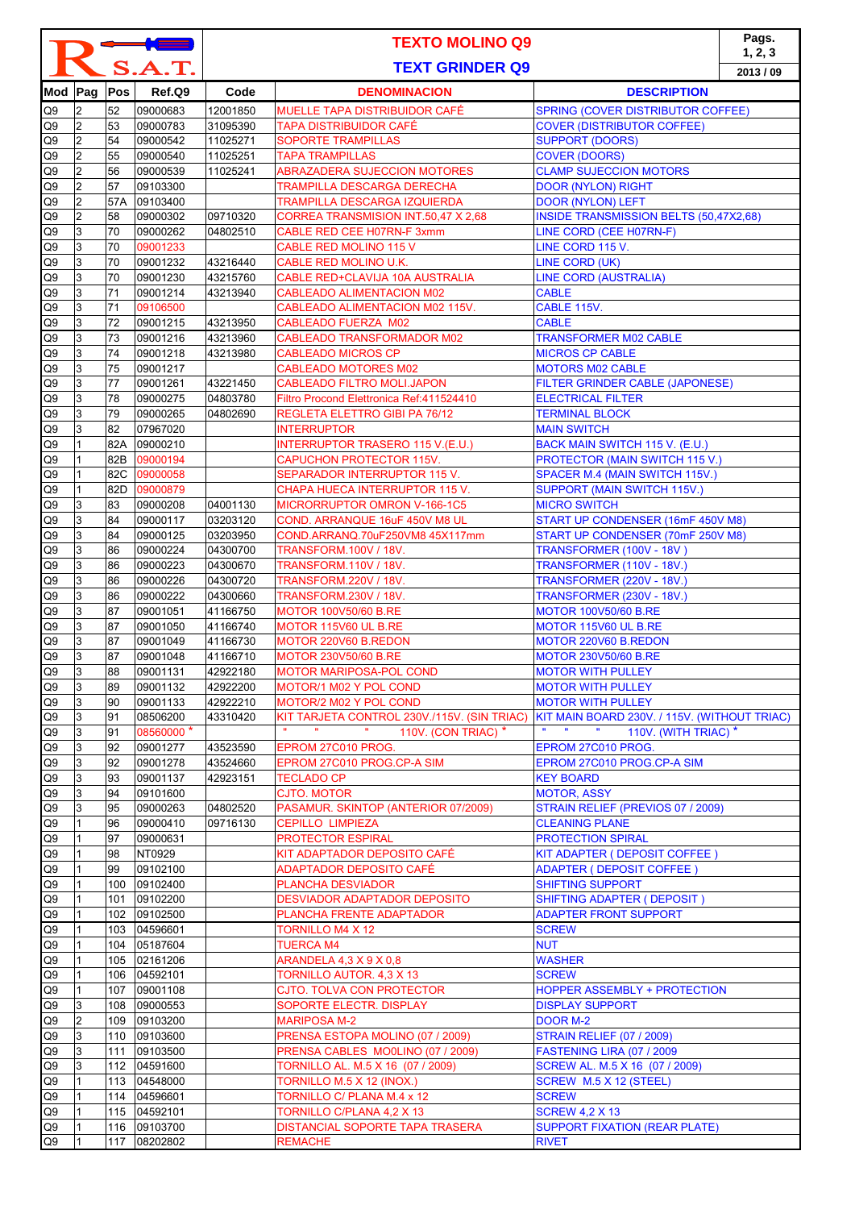# TEXTO MOLINO Q9

# TEXT GRINDER Q9

R S.A.T.

Pags. 1, 2, 3

2013 / 09

| Mod | Pag | Pos | Ref.Q9 | Code | DENOMINACION | DESCRIPTION |
|---|---|---|---|---|---|---|
| Q9 | 2 | 52 | 09000683 | 12001850 | MUELLE TAPA DISTRIBUIDOR CAFÉ | SPRING (COVER DISTRIBUTOR COFFEE) |
| Q9 | 2 | 53 | 09000783 | 31095390 | TAPA DISTRIBUIDOR CAFÉ | COVER (DISTRIBUTOR COFFEE) |
| Q9 | 2 | 54 | 09000542 | 11025271 | SOPORTE TRAMPILLAS | SUPPORT (DOORS) |
| Q9 | 2 | 55 | 09000540 | 11025251 | TAPA TRAMPILLAS | COVER (DOORS) |
| Q9 | 2 | 56 | 09000539 | 11025241 | ABRAZADERA SUJECCION MOTORES | CLAMP SUJECCION MOTORS |
| Q9 | 2 | 57 | 09103300 | | TRAMPILLA DESCARGA DERECHA | DOOR (NYLON) RIGHT |
| Q9 | 2 | 57A | 09103400 | | TRAMPILLA DESCARGA IZQUIERDA | DOOR (NYLON) LEFT |
| Q9 | 2 | 58 | 09000302 | 09710320 | CORREA TRANSMISION INT.50,47 X 2,68 | INSIDE TRANSMISSION BELTS (50,47X2,68) |
| Q9 | 3 | 70 | 09000262 | 04802510 | CABLE RED CEE H07RN-F 3xmm | LINE CORD (CEE H07RN-F) |
| Q9 | 3 | 70 | 09001233 | | CABLE RED MOLINO 115 V | LINE CORD 115 V. |
| Q9 | 3 | 70 | 09001232 | 43216440 | CABLE RED MOLINO U.K. | LINE CORD (UK) |
| Q9 | 3 | 70 | 09001230 | 43215760 | CABLE RED+CLAVIJA 10A AUSTRALIA | LINE CORD (AUSTRALIA) |
| Q9 | 3 | 71 | 09001214 | 43213940 | CABLEADO ALIMENTACION M02 | CABLE |
| Q9 | 3 | 71 | 09106500 | | CABLEADO ALIMENTACION M02 115V. | CABLE 115V. |
| Q9 | 3 | 72 | 09001215 | 43213950 | CABLEADO FUERZA M02 | CABLE |
| Q9 | 3 | 73 | 09001216 | 43213960 | CABLEADO TRANSFORMADOR M02 | TRANSFORMER M02 CABLE |
| Q9 | 3 | 74 | 09001218 | 43213980 | CABLEADO MICROS CP | MICROS CP CABLE |
| Q9 | 3 | 75 | 09001217 | | CABLEADO MOTORES M02 | MOTORS M02 CABLE |
| Q9 | 3 | 77 | 09001261 | 43221450 | CABLEADO FILTRO MOLI.JAPON | FILTER GRINDER CABLE (JAPONESE) |
| Q9 | 3 | 78 | 09000275 | 04803780 | Filtro Procond Elettronica Ref:411524410 | ELECTRICAL FILTER |
| Q9 | 3 | 79 | 09000265 | 04802690 | REGLETA ELETTRO GIBI PA 76/12 | TERMINAL BLOCK |
| Q9 | 3 | 82 | 07967020 | | INTERRUPTOR | MAIN SWITCH |
| Q9 | 1 | 82A | 09000210 | | INTERRUPTOR TRASERO 115 V.(E.U.) | BACK MAIN SWITCH 115 V. (E.U.) |
| Q9 | 1 | 82B | 09000194 | | CAPUCHON PROTECTOR 115V. | PROTECTOR (MAIN SWITCH 115 V.) |
| Q9 | 1 | 82C | 09000058 | | SEPARADOR INTERRUPTOR 115 V. | SPACER M.4 (MAIN SWITCH 115V.) |
| Q9 | 1 | 82D | 09000879 | | CHAPA HUECA INTERRUPTOR 115 V. | SUPPORT (MAIN SWITCH 115V.) |
| Q9 | 3 | 83 | 09000208 | 04001130 | MICRORRUPTOR OMRON V-166-1C5 | MICRO SWITCH |
| Q9 | 3 | 84 | 09000117 | 03203120 | COND. ARRANQUE 16uF 450V M8 UL | START UP CONDENSER (16mF 450V M8) |
| Q9 | 3 | 84 | 09000125 | 03203950 | COND.ARRANQ.70uF250VM8 45X117mm | START UP CONDENSER (70mF 250V M8) |
| Q9 | 3 | 86 | 09000224 | 04300700 | TRANSFORM.100V / 18V. | TRANSFORMER (100V - 18V ) |
| Q9 | 3 | 86 | 09000223 | 04300670 | TRANSFORM.110V / 18V. | TRANSFORMER (110V - 18V.) |
| Q9 | 3 | 86 | 09000226 | 04300720 | TRANSFORM.220V / 18V. | TRANSFORMER (220V - 18V.) |
| Q9 | 3 | 86 | 09000222 | 04300660 | TRANSFORM.230V / 18V. | TRANSFORMER (230V - 18V.) |
| Q9 | 3 | 87 | 09001051 | 41166750 | MOTOR 100V50/60 B.RE | MOTOR 100V50/60 B.RE |
| Q9 | 3 | 87 | 09001050 | 41166740 | MOTOR 115V60 UL B.RE | MOTOR 115V60 UL B.RE |
| Q9 | 3 | 87 | 09001049 | 41166730 | MOTOR 220V60 B.REDON | MOTOR 220V60 B.REDON |
| Q9 | 3 | 87 | 09001048 | 41166710 | MOTOR 230V50/60 B.RE | MOTOR 230V50/60 B.RE |
| Q9 | 3 | 88 | 09001131 | 42922180 | MOTOR MARIPOSA-POL COND | MOTOR WITH PULLEY |
| Q9 | 3 | 89 | 09001132 | 42922200 | MOTOR/1 M02 Y POL COND | MOTOR WITH PULLEY |
| Q9 | 3 | 90 | 09001133 | 42922210 | MOTOR/2 M02 Y POL COND | MOTOR WITH PULLEY |
| Q9 | 3 | 91 | 08506200 | 43310420 | KIT TARJETA CONTROL 230V./115V. (SIN TRIAC) | KIT MAIN BOARD 230V. / 115V. (WITHOUT TRIAC) |
| Q9 | 3 | 91 | 08560000 * | | " " " 110V. (CON TRIAC) * | " " " 110V. (WITH TRIAC) * |
| Q9 | 3 | 92 | 09001277 | 43523590 | EPROM 27C010 PROG. | EPROM 27C010 PROG. |
| Q9 | 3 | 92 | 09001278 | 43524660 | EPROM 27C010 PROG.CP-A SIM | EPROM 27C010 PROG.CP-A SIM |
| Q9 | 3 | 93 | 09001137 | 42923151 | TECLADO CP | KEY BOARD |
| Q9 | 3 | 94 | 09101600 | | CJTO. MOTOR | MOTOR, ASSY |
| Q9 | 3 | 95 | 09000263 | 04802520 | PASAMUR. SKINTOP (ANTERIOR 07/2009) | STRAIN RELIEF (PREVIOS 07 / 2009) |
| Q9 | 1 | 96 | 09000410 | 09716130 | CEPILLO LIMPIEZA | CLEANING PLANE |
| Q9 | 1 | 97 | 09000631 | | PROTECTOR ESPIRAL | PROTECTION SPIRAL |
| Q9 | 1 | 98 | NT0929 | | KIT ADAPTADOR DEPOSITO CAFÉ | KIT ADAPTER ( DEPOSIT COFFEE ) |
| Q9 | 1 | 99 | 09102100 | | ADAPTADOR DEPOSITO CAFÉ | ADAPTER ( DEPOSIT COFFEE ) |
| Q9 | 1 | 100 | 09102400 | | PLANCHA DESVIADOR | SHIFTING SUPPORT |
| Q9 | 1 | 101 | 09102200 | | DESVIADOR ADAPTADOR DEPOSITO | SHIFTING ADAPTER ( DEPOSIT ) |
| Q9 | 1 | 102 | 09102500 | | PLANCHA FRENTE ADAPTADOR | ADAPTER FRONT SUPPORT |
| Q9 | 1 | 103 | 04596601 | | TORNILLO M4 X 12 | SCREW |
| Q9 | 1 | 104 | 05187604 | | TUERCA M4 | NUT |
| Q9 | 1 | 105 | 02161206 | | ARANDELA 4,3 X 9 X 0,8 | WASHER |
| Q9 | 1 | 106 | 04592101 | | TORNILLO AUTOR. 4,3 X 13 | SCREW |
| Q9 | 1 | 107 | 09001108 | | CJTO. TOLVA CON PROTECTOR | HOPPER ASSEMBLY + PROTECTION |
| Q9 | 3 | 108 | 09000553 | | SOPORTE ELECTR. DISPLAY | DISPLAY SUPPORT |
| Q9 | 2 | 109 | 09103200 | | MARIPOSA M-2 | DOOR M-2 |
| Q9 | 3 | 110 | 09103600 | | PRENSA ESTOPA MOLINO (07 / 2009) | STRAIN RELIEF (07 / 2009) |
| Q9 | 3 | 111 | 09103500 | | PRENSA CABLES MOOLINO (07 / 2009) | FASTENING LIRA (07 / 2009 |
| Q9 | 3 | 112 | 04591600 | | TORNILLO AL. M.5 X 16 (07 / 2009) | SCREW AL. M.5 X 16 (07 / 2009) |
| Q9 | 1 | 113 | 04548000 | | TORNILLO M.5 X 12 (INOX.) | SCREW M.5 X 12 (STEEL) |
| Q9 | 1 | 114 | 04596601 | | TORNILLO C/ PLANA M.4 x 12 | SCREW |
| Q9 | 1 | 115 | 04592101 | | TORNILLO C/PLANA 4,2 X 13 | SCREW 4,2 X 13 |
| Q9 | 1 | 116 | 09103700 | | DISTANCIAL SOPORTE TAPA TRASERA | SUPPORT FIXATION (REAR PLATE) |
| Q9 | 1 | 117 | 08202802 | | REMACHE | RIVET |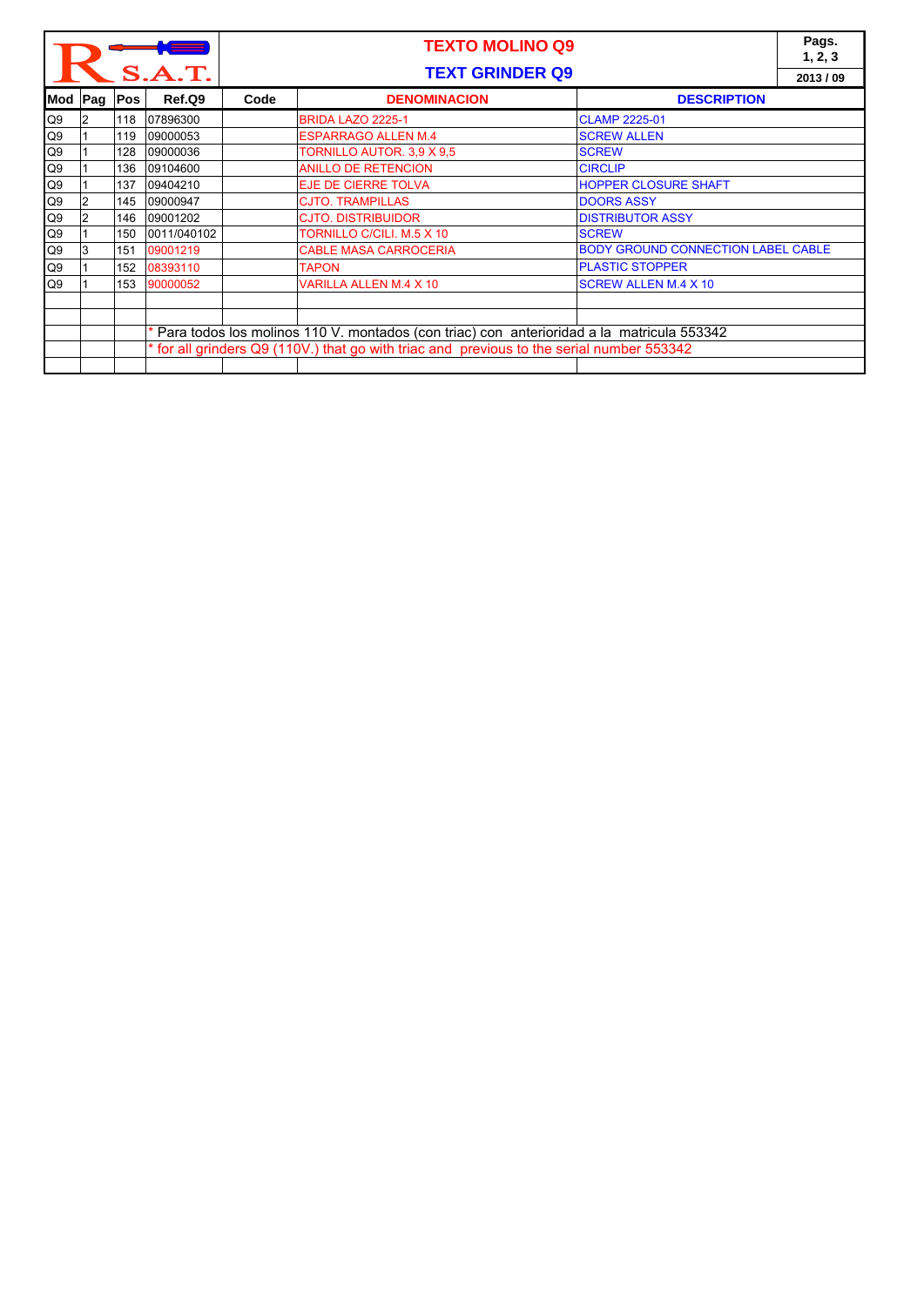# TEXTO MOLINO Q9

## TEXT GRINDER Q9

Pags. 1, 2, 3

2013 / 09

| Mod | Pag | Pos | Ref.Q9 | Code | DENOMINACION | DESCRIPTION |
|---|---|---|---|---|---|---|
| Q9 | 2 | 118 | 07896300 | | BRIDA LAZO 2225-1 | CLAMP 2225-01 |
| Q9 | 1 | 119 | 09000053 | | ESPARRAGO ALLEN M.4 | SCREW ALLEN |
| Q9 | 1 | 128 | 09000036 | | TORNILLO AUTOR. 3,9 X 9,5 | SCREW |
| Q9 | 1 | 136 | 09104600 | | ANILLO DE RETENCION | CIRCLIP |
| Q9 | 1 | 137 | 09404210 | | EJE DE CIERRE TOLVA | HOPPER CLOSURE SHAFT |
| Q9 | 2 | 145 | 09000947 | | CJTO. TRAMPILLAS | DOORS ASSY |
| Q9 | 2 | 146 | 09001202 | | CJTO. DISTRIBUIDOR | DISTRIBUTOR ASSY |
| Q9 | 1 | 150 | 0011/040102 | | TORNILLO C/CILI. M.5 X 10 | SCREW |
| Q9 | 3 | 151 | 09001219 | | CABLE MASA CARROCERIA | BODY GROUND CONNECTION LABEL CABLE |
| Q9 | 1 | 152 | 08393110 | | TAPON | PLASTIC STOPPER |
| Q9 | 1 | 153 | 90000052 | | VARILLA ALLEN M.4 X 10 | SCREW ALLEN M.4 X 10 |

* Para todos los molinos 110 V. montados (con triac) con anterioridad a la matricula 553342

* for all grinders Q9 (110V.) that go with triac and previous to the serial number 553342